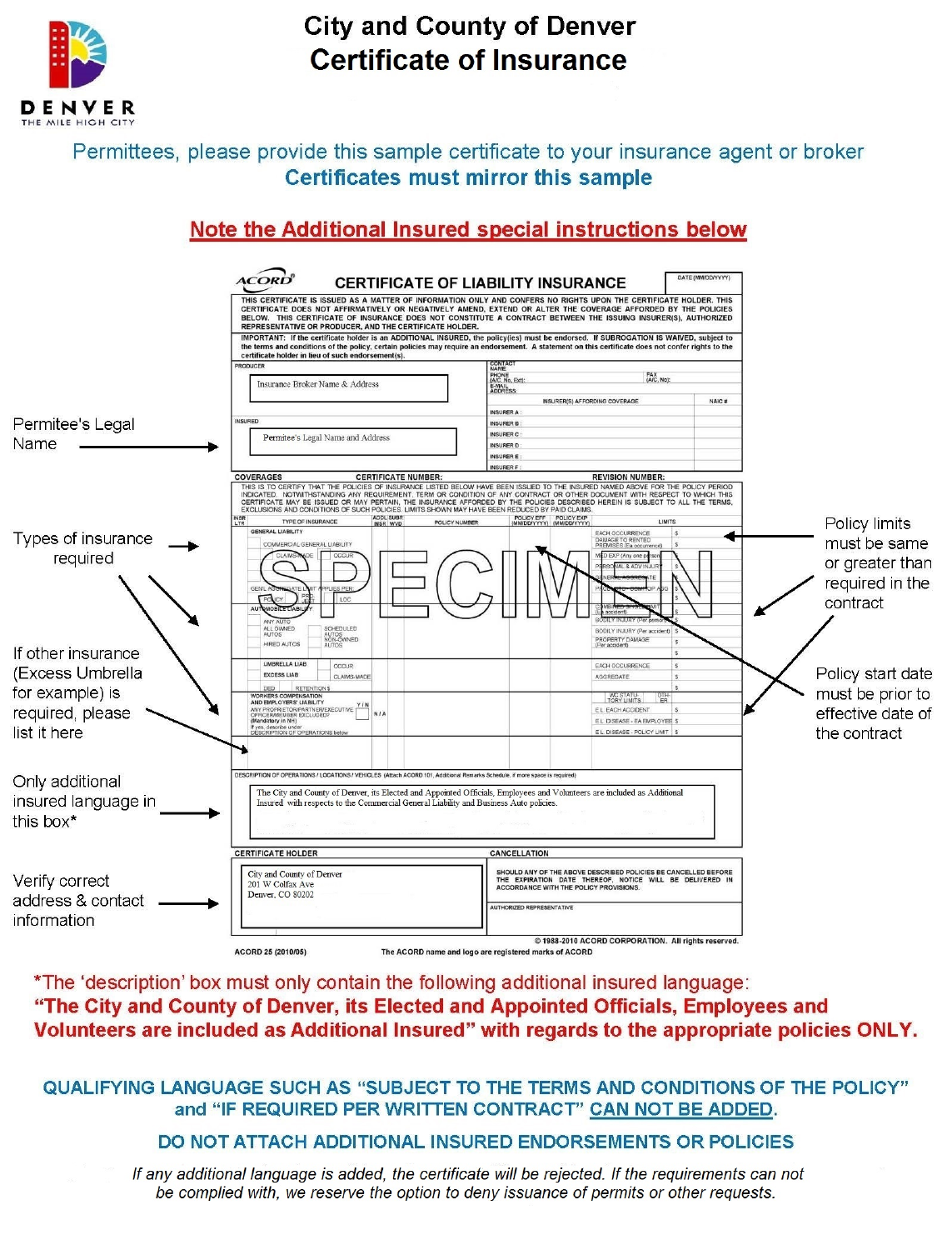# City and County of Denver
# Certificate of Insurance

DENVER
THE MILE HIGH CITY

Permittees, please provide this sample certificate to your insurance agent or broker

**Certificates must mirror this sample**

**Note the Additional Insured special instructions below**

---

**ACORD — CERTIFICATE OF LIABILITY INSURANCE** — DATE (MM/DD/YYYY)

THIS CERTIFICATE IS ISSUED AS A MATTER OF INFORMATION ONLY AND CONFERS NO RIGHTS UPON THE CERTIFICATE HOLDER. THIS CERTIFICATE DOES NOT AFFIRMATIVELY OR NEGATIVELY AMEND, EXTEND OR ALTER THE COVERAGE AFFORDED BY THE POLICIES BELOW. THIS CERTIFICATE OF INSURANCE DOES NOT CONSTITUTE A CONTRACT BETWEEN THE ISSUING INSURER(S), AUTHORIZED REPRESENTATIVE OR PRODUCER, AND THE CERTIFICATE HOLDER.

IMPORTANT: If the certificate holder is an ADDITIONAL INSURED, the policy(ies) must be endorsed. If SUBROGATION IS WAIVED, subject to the terms and conditions of the policy, certain policies may require an endorsement. A statement on this certificate does not confer rights to the certificate holder in lieu of such endorsement(s).

| PRODUCER | CONTACT NAME / PHONE (A/C, No, Ext) / FAX (A/C, No) / E-MAIL ADDRESS |
|---|---|
| Insurance Broker Name & Address | INSURER(S) AFFORDING COVERAGE — NAIC # |
| INSURED | INSURER A: |
| Permitee's Legal Name and Address | INSURER B: |
| | INSURER C: |
| | INSURER D: |
| | INSURER E: |
| | INSURER F: |

**COVERAGES** — CERTIFICATE NUMBER: — REVISION NUMBER:

THIS IS TO CERTIFY THAT THE POLICIES OF INSURANCE LISTED BELOW HAVE BEEN ISSUED TO THE INSURED NAMED ABOVE FOR THE POLICY PERIOD INDICATED. NOTWITHSTANDING ANY REQUIREMENT, TERM OR CONDITION OF ANY CONTRACT OR OTHER DOCUMENT WITH RESPECT TO WHICH THIS CERTIFICATE MAY BE ISSUED OR MAY PERTAIN, THE INSURANCE AFFORDED BY THE POLICIES DESCRIBED HEREIN IS SUBJECT TO ALL THE TERMS, EXCLUSIONS AND CONDITIONS OF SUCH POLICIES. LIMITS SHOWN MAY HAVE BEEN REDUCED BY PAID CLAIMS.

SPECIMEN

| INSR LTR | TYPE OF INSURANCE | ADDL INSR | SUBR WVD | POLICY NUMBER | POLICY EFF (MM/DD/YYYY) | POLICY EXP (MM/DD/YYYY) | LIMITS | |
|---|---|---|---|---|---|---|---|---|
| | GENERAL LIABILITY | | | | | | EACH OCCURRENCE | $ |
| | COMMERCIAL GENERAL LIABILITY | | | | | | DAMAGE TO RENTED PREMISES (Ea occurrence) | $ |
| | CLAIMS-MADE / OCCUR | | | | | | MED EXP (Any one person) | $ |
| | | | | | | | PERSONAL & ADV INJURY | $ |
| | | | | | | | GENERAL AGGREGATE | $ |
| | GEN'L AGGREGATE LIMIT APPLIES PER: POLICY / PROJECT / LOC | | | | | | PRODUCTS - COMP/OP AGG | $ |
| | | | | | | | | $ |
| | AUTOMOBILE LIABILITY | | | | | | COMBINED SINGLE LIMIT (Ea accident) | $ |
| | ANY AUTO | | | | | | BODILY INJURY (Per person) | $ |
| | ALL OWNED AUTOS / SCHEDULED AUTOS | | | | | | BODILY INJURY (Per accident) | $ |
| | HIRED AUTOS / NON-OWNED AUTOS | | | | | | PROPERTY DAMAGE (Per accident) | $ |
| | | | | | | | | $ |
| | UMBRELLA LIAB / OCCUR | | | | | | EACH OCCURRENCE | $ |
| | EXCESS LIAB / CLAIMS-MADE | | | | | | AGGREGATE | $ |
| | DED / RETENTION $ | | | | | | | $ |
| | WORKERS COMPENSATION AND EMPLOYERS' LIABILITY Y/N; ANY PROPRIETOR/PARTNER/EXECUTIVE OFFICER/MEMBER EXCLUDED? (Mandatory in NH) N/A; If yes, describe under DESCRIPTION OF OPERATIONS below | | | | | | WC STATUTORY LIMITS / OTHER | |
| | | | | | | | E.L. EACH ACCIDENT | $ |
| | | | | | | | E.L. DISEASE - EA EMPLOYEE | $ |
| | | | | | | | E.L. DISEASE - POLICY LIMIT | $ |

DESCRIPTION OF OPERATIONS / LOCATIONS / VEHICLES (Attach ACORD 101, Additional Remarks Schedule, if more space is required)

The City and County of Denver, its Elected and Appointed Officials, Employees and Volunteers are included as Additional Insured with respects to the Commercial General Liability and Business Auto policies.

| CERTIFICATE HOLDER | CANCELLATION |
|---|---|
| City and County of Denver<br>201 W Colfax Ave<br>Denver, CO 80202 | SHOULD ANY OF THE ABOVE DESCRIBED POLICIES BE CANCELLED BEFORE THE EXPIRATION DATE THEREOF, NOTICE WILL BE DELIVERED IN ACCORDANCE WITH THE POLICY PROVISIONS.<br><br>AUTHORIZED REPRESENTATIVE |

© 1988-2010 ACORD CORPORATION. All rights reserved.

ACORD 25 (2010/05) — The ACORD name and logo are registered marks of ACORD

---

**Annotations:**

- Permitee's Legal Name
- Types of insurance required
- If other insurance (Excess Umbrella for example) is required, please list it here
- Only additional insured language in this box*
- Verify correct address & contact information
- Policy limits must be same or greater than required in the contract
- Policy start date must be prior to effective date of the contract

---

*The 'description' box must only contain the following additional insured language:
**"The City and County of Denver, its Elected and Appointed Officials, Employees and Volunteers are included as Additional Insured" with regards to the appropriate policies ONLY.**

**QUALIFYING LANGUAGE SUCH AS "SUBJECT TO THE TERMS AND CONDITIONS OF THE POLICY" and "IF REQUIRED PER WRITTEN CONTRACT" CAN NOT BE ADDED.**

**DO NOT ATTACH ADDITIONAL INSURED ENDORSEMENTS OR POLICIES**

*If any additional language is added, the certificate will be rejected. If the requirements can not be complied with, we reserve the option to deny issuance of permits or other requests.*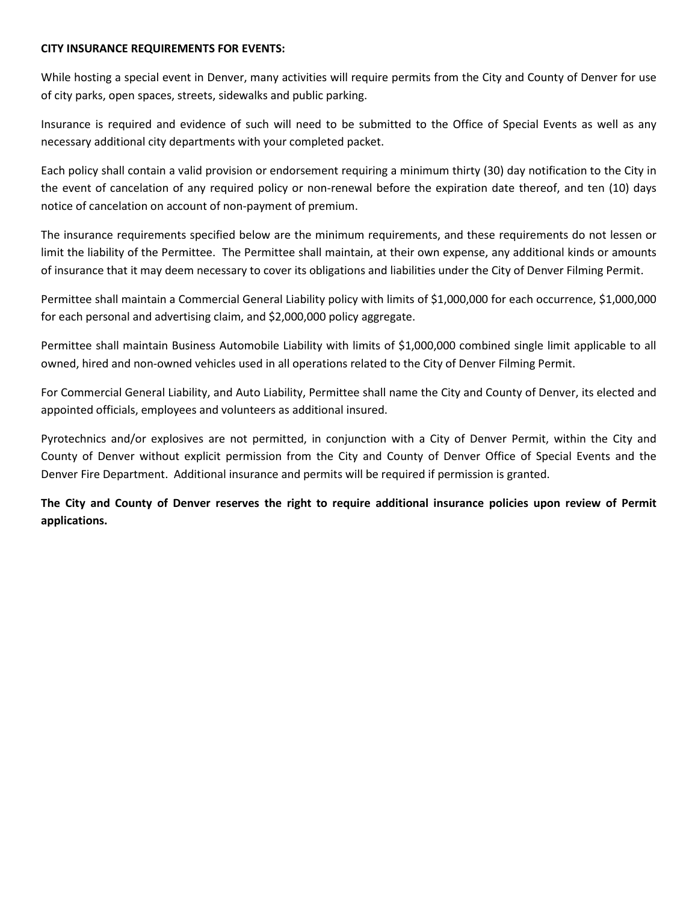**CITY INSURANCE REQUIREMENTS FOR EVENTS:**

While hosting a special event in Denver, many activities will require permits from the City and County of Denver for use of city parks, open spaces, streets, sidewalks and public parking.

Insurance is required and evidence of such will need to be submitted to the Office of Special Events as well as any necessary additional city departments with your completed packet.

Each policy shall contain a valid provision or endorsement requiring a minimum thirty (30) day notification to the City in the event of cancelation of any required policy or non-renewal before the expiration date thereof, and ten (10) days notice of cancelation on account of non-payment of premium.

The insurance requirements specified below are the minimum requirements, and these requirements do not lessen or limit the liability of the Permittee. The Permittee shall maintain, at their own expense, any additional kinds or amounts of insurance that it may deem necessary to cover its obligations and liabilities under the City of Denver Filming Permit.

Permittee shall maintain a Commercial General Liability policy with limits of $1,000,000 for each occurrence, $1,000,000 for each personal and advertising claim, and $2,000,000 policy aggregate.

Permittee shall maintain Business Automobile Liability with limits of $1,000,000 combined single limit applicable to all owned, hired and non-owned vehicles used in all operations related to the City of Denver Filming Permit.

For Commercial General Liability, and Auto Liability, Permittee shall name the City and County of Denver, its elected and appointed officials, employees and volunteers as additional insured.

Pyrotechnics and/or explosives are not permitted, in conjunction with a City of Denver Permit, within the City and County of Denver without explicit permission from the City and County of Denver Office of Special Events and the Denver Fire Department. Additional insurance and permits will be required if permission is granted.

**The City and County of Denver reserves the right to require additional insurance policies upon review of Permit applications.**